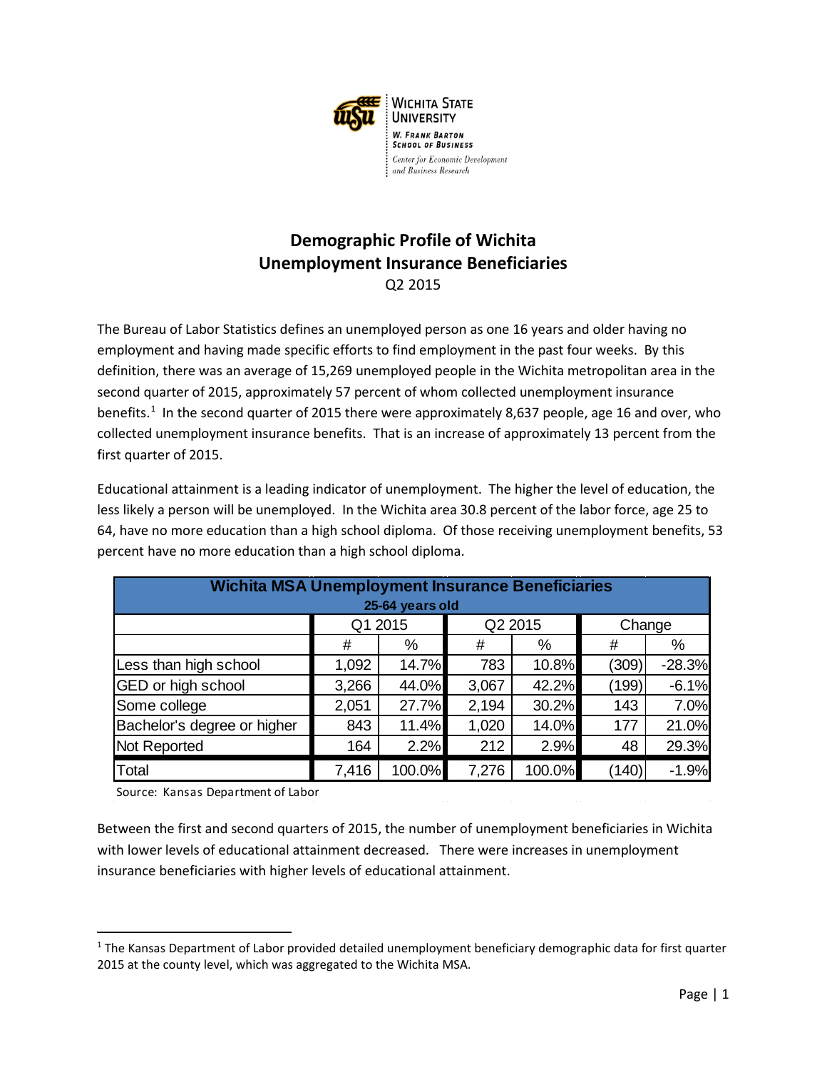Wichita State University
W. Frank Barton School of Business
Center for Economic Development and Business Research

# Demographic Profile of Wichita Unemployment Insurance Beneficiaries

Q2 2015

The Bureau of Labor Statistics defines an unemployed person as one 16 years and older having no employment and having made specific efforts to find employment in the past four weeks. By this definition, there was an average of 15,269 unemployed people in the Wichita metropolitan area in the second quarter of 2015, approximately 57 percent of whom collected unemployment insurance benefits.[1] In the second quarter of 2015 there were approximately 8,637 people, age 16 and over, who collected unemployment insurance benefits. That is an increase of approximately 13 percent from the first quarter of 2015.

Educational attainment is a leading indicator of unemployment. The higher the level of education, the less likely a person will be unemployed. In the Wichita area 30.8 percent of the labor force, age 25 to 64, have no more education than a high school diploma. Of those receiving unemployment benefits, 53 percent have no more education than a high school diploma.

| Wichita MSA Unemployment Insurance Beneficiaries 25-64 years old | | | | | | |
|---|---|---|---|---|---|---|
| | Q1 2015 | | Q2 2015 | | Change | |
| | # | % | # | % | # | % |
| Less than high school | 1,092 | 14.7% | 783 | 10.8% | (309) | -28.3% |
| GED or high school | 3,266 | 44.0% | 3,067 | 42.2% | (199) | -6.1% |
| Some college | 2,051 | 27.7% | 2,194 | 30.2% | 143 | 7.0% |
| Bachelor's degree or higher | 843 | 11.4% | 1,020 | 14.0% | 177 | 21.0% |
| Not Reported | 164 | 2.2% | 212 | 2.9% | 48 | 29.3% |
| Total | 7,416 | 100.0% | 7,276 | 100.0% | (140) | -1.9% |

Source: Kansas Department of Labor

Between the first and second quarters of 2015, the number of unemployment beneficiaries in Wichita with lower levels of educational attainment decreased. There were increases in unemployment insurance beneficiaries with higher levels of educational attainment.

---

[1] The Kansas Department of Labor provided detailed unemployment beneficiary demographic data for first quarter 2015 at the county level, which was aggregated to the Wichita MSA.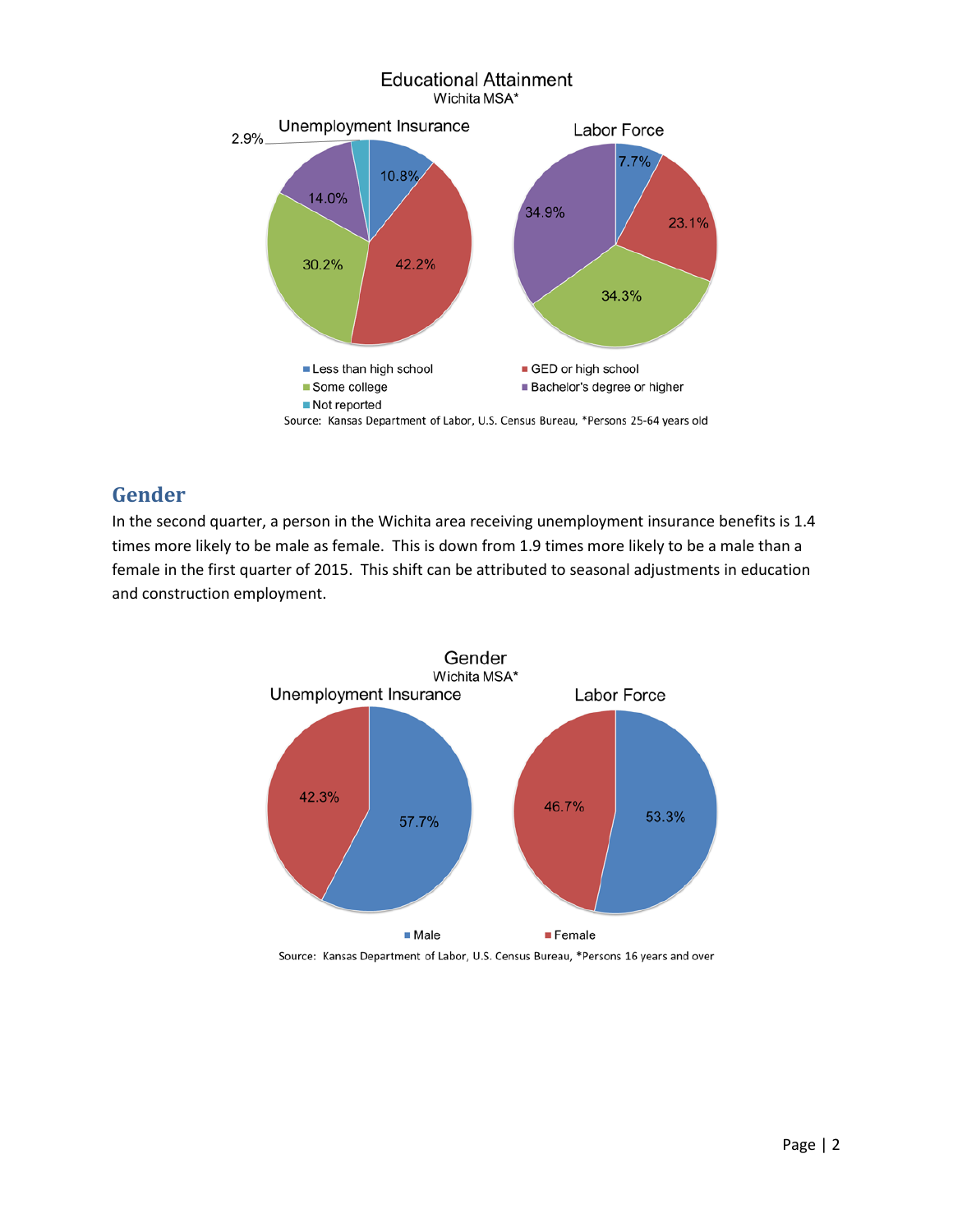## Educational Attainment

Wichita MSA*

| | Unemployment Insurance | Labor Force |
|---|---|---|
| Less than high school | 10.8% | 7.7% |
| GED or high school | 42.2% | 23.1% |
| Some college | 30.2% | 34.3% |
| Bachelor's degree or higher | 14.0% | 34.9% |
| Not reported | 2.9% | |

Source: Kansas Department of Labor, U.S. Census Bureau, *Persons 25-64 years old

## Gender

In the second quarter, a person in the Wichita area receiving unemployment insurance benefits is 1.4 times more likely to be male as female. This is down from 1.9 times more likely to be a male than a female in the first quarter of 2015. This shift can be attributed to seasonal adjustments in education and construction employment.

## Gender

Wichita MSA*

| | Unemployment Insurance | Labor Force |
|---|---|---|
| Male | 57.7% | 53.3% |
| Female | 42.3% | 46.7% |

Source: Kansas Department of Labor, U.S. Census Bureau, *Persons 16 years and over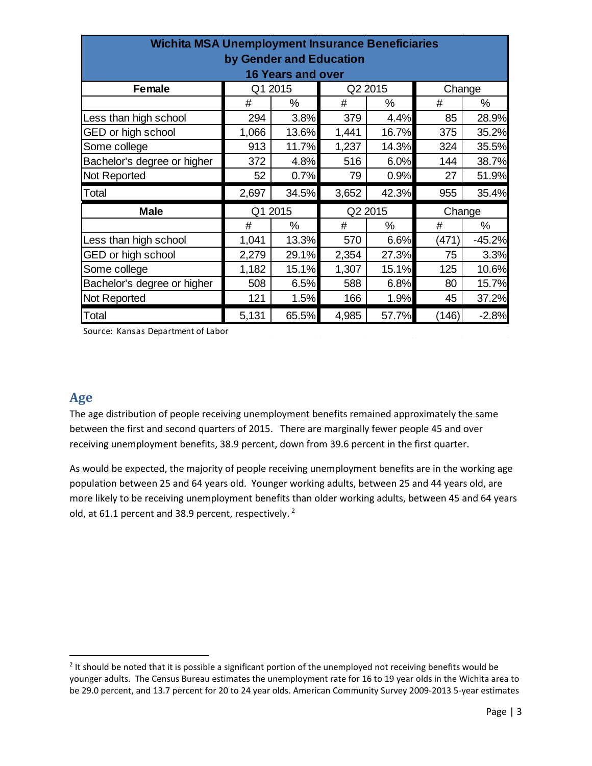| Wichita MSA Unemployment Insurance Beneficiaries by Gender and Education 16 Years and over | | | | | | |
|---|---|---|---|---|---|---|
| **Female** | Q1 2015 | | Q2 2015 | | Change | |
| | # | % | # | % | # | % |
| Less than high school | 294 | 3.8% | 379 | 4.4% | 85 | 28.9% |
| GED or high school | 1,066 | 13.6% | 1,441 | 16.7% | 375 | 35.2% |
| Some college | 913 | 11.7% | 1,237 | 14.3% | 324 | 35.5% |
| Bachelor's degree or higher | 372 | 4.8% | 516 | 6.0% | 144 | 38.7% |
| Not Reported | 52 | 0.7% | 79 | 0.9% | 27 | 51.9% |
| Total | 2,697 | 34.5% | 3,652 | 42.3% | 955 | 35.4% |
| **Male** | Q1 2015 | | Q2 2015 | | Change | |
| | # | % | # | % | # | % |
| Less than high school | 1,041 | 13.3% | 570 | 6.6% | (471) | -45.2% |
| GED or high school | 2,279 | 29.1% | 2,354 | 27.3% | 75 | 3.3% |
| Some college | 1,182 | 15.1% | 1,307 | 15.1% | 125 | 10.6% |
| Bachelor's degree or higher | 508 | 6.5% | 588 | 6.8% | 80 | 15.7% |
| Not Reported | 121 | 1.5% | 166 | 1.9% | 45 | 37.2% |
| Total | 5,131 | 65.5% | 4,985 | 57.7% | (146) | -2.8% |

Source: Kansas Department of Labor

## Age

The age distribution of people receiving unemployment benefits remained approximately the same between the first and second quarters of 2015. There are marginally fewer people 45 and over receiving unemployment benefits, 38.9 percent, down from 39.6 percent in the first quarter.

As would be expected, the majority of people receiving unemployment benefits are in the working age population between 25 and 64 years old. Younger working adults, between 25 and 44 years old, are more likely to be receiving unemployment benefits than older working adults, between 45 and 64 years old, at 61.1 percent and 38.9 percent, respectively. [2]

[2] It should be noted that it is possible a significant portion of the unemployed not receiving benefits would be younger adults. The Census Bureau estimates the unemployment rate for 16 to 19 year olds in the Wichita area to be 29.0 percent, and 13.7 percent for 20 to 24 year olds. American Community Survey 2009-2013 5-year estimates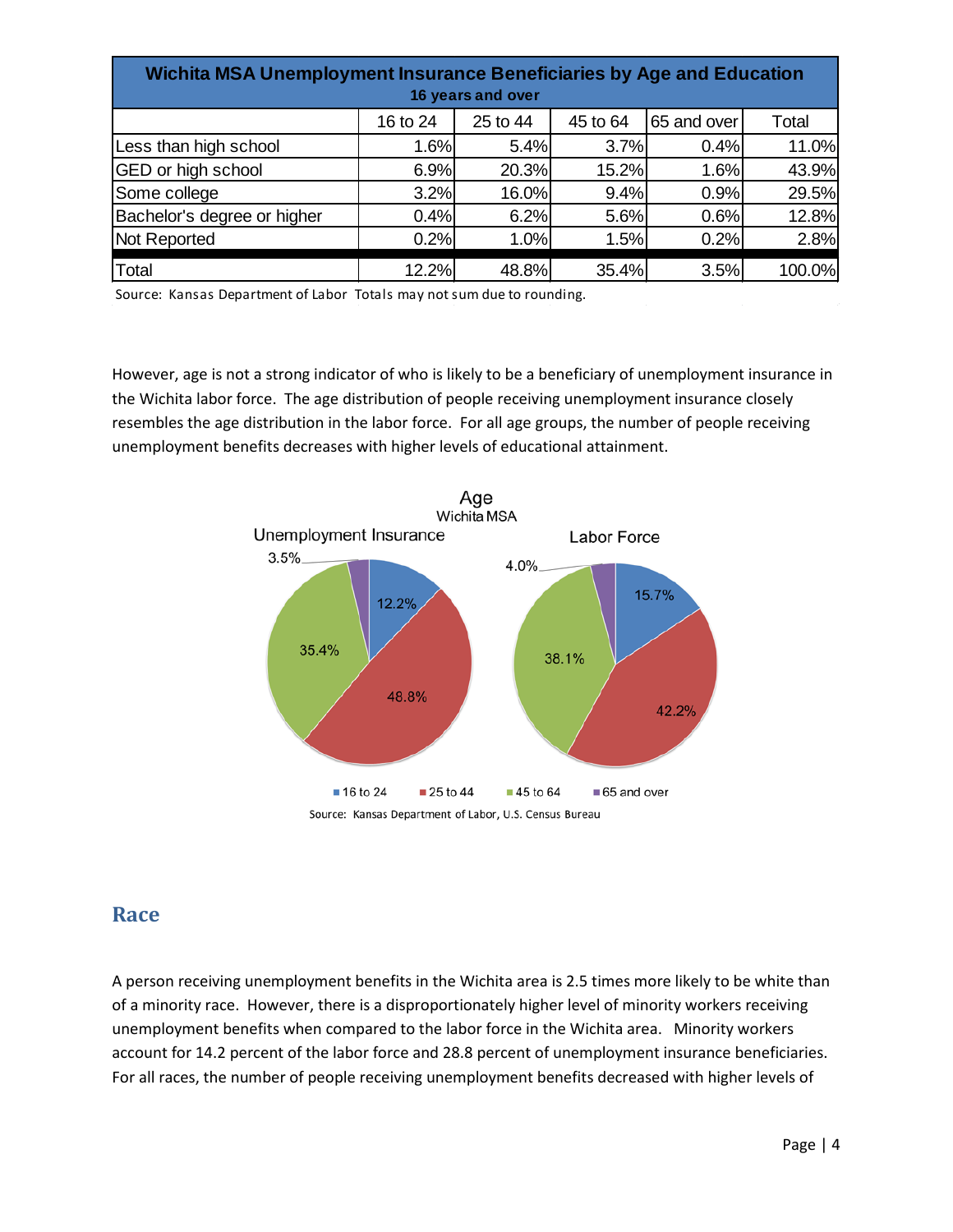| Wichita MSA Unemployment Insurance Beneficiaries by Age and Education<br>16 years and over | | | | | |
|---|---|---|---|---|---|
| | 16 to 24 | 25 to 44 | 45 to 64 | 65 and over | Total |
| Less than high school | 1.6% | 5.4% | 3.7% | 0.4% | 11.0% |
| GED or high school | 6.9% | 20.3% | 15.2% | 1.6% | 43.9% |
| Some college | 3.2% | 16.0% | 9.4% | 0.9% | 29.5% |
| Bachelor's degree or higher | 0.4% | 6.2% | 5.6% | 0.6% | 12.8% |
| Not Reported | 0.2% | 1.0% | 1.5% | 0.2% | 2.8% |
| Total | 12.2% | 48.8% | 35.4% | 3.5% | 100.0% |

Source: Kansas Department of Labor Totals may not sum due to rounding.

However, age is not a strong indicator of who is likely to be a beneficiary of unemployment insurance in the Wichita labor force. The age distribution of people receiving unemployment insurance closely resembles the age distribution in the labor force. For all age groups, the number of people receiving unemployment benefits decreases with higher levels of educational attainment.

**Age**
Wichita MSA

| | Unemployment Insurance | Labor Force |
|---|---|---|
| 16 to 24 | 12.2% | 15.7% |
| 25 to 44 | 48.8% | 42.2% |
| 45 to 64 | 35.4% | 38.1% |
| 65 and over | 3.5% | 4.0% |

Source: Kansas Department of Labor, U.S. Census Bureau

## Race

A person receiving unemployment benefits in the Wichita area is 2.5 times more likely to be white than of a minority race. However, there is a disproportionately higher level of minority workers receiving unemployment benefits when compared to the labor force in the Wichita area. Minority workers account for 14.2 percent of the labor force and 28.8 percent of unemployment insurance beneficiaries. For all races, the number of people receiving unemployment benefits decreased with higher levels of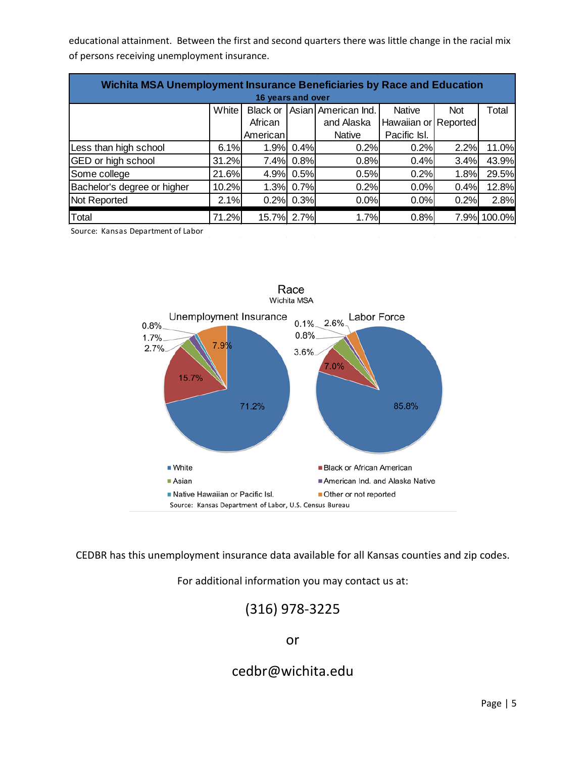educational attainment. Between the first and second quarters there was little change in the racial mix of persons receiving unemployment insurance.

**Wichita MSA Unemployment Insurance Beneficiaries by Race and Education**
**16 years and over**

| | White | Black or African American | Asian | American Ind. and Alaska Native | Native Hawaiian or Pacific Isl. | Not Reported | Total |
|---|---|---|---|---|---|---|---|
| Less than high school | 6.1% | 1.9% | 0.4% | 0.2% | 0.2% | 2.2% | 11.0% |
| GED or high school | 31.2% | 7.4% | 0.8% | 0.8% | 0.4% | 3.4% | 43.9% |
| Some college | 21.6% | 4.9% | 0.5% | 0.5% | 0.2% | 1.8% | 29.5% |
| Bachelor's degree or higher | 10.2% | 1.3% | 0.7% | 0.2% | 0.0% | 0.4% | 12.8% |
| Not Reported | 2.1% | 0.2% | 0.3% | 0.0% | 0.0% | 0.2% | 2.8% |
| Total | 71.2% | 15.7% | 2.7% | 1.7% | 0.8% | 7.9% | 100.0% |

Source: Kansas Department of Labor

Race
Wichita MSA

Unemployment Insurance

0.8%
1.7%
2.7%
7.9%
15.7%
71.2%

Labor Force

0.1%
2.6%
0.8%
3.6%
7.0%
85.8%

White
Black or African American
Asian
American Ind. and Alaska Native
Native Hawaiian or Pacific Isl.
Other or not reported

Source: Kansas Department of Labor, U.S. Census Bureau

CEDBR has this unemployment insurance data available for all Kansas counties and zip codes.

For additional information you may contact us at:

(316) 978-3225

or

cedbr@wichita.edu